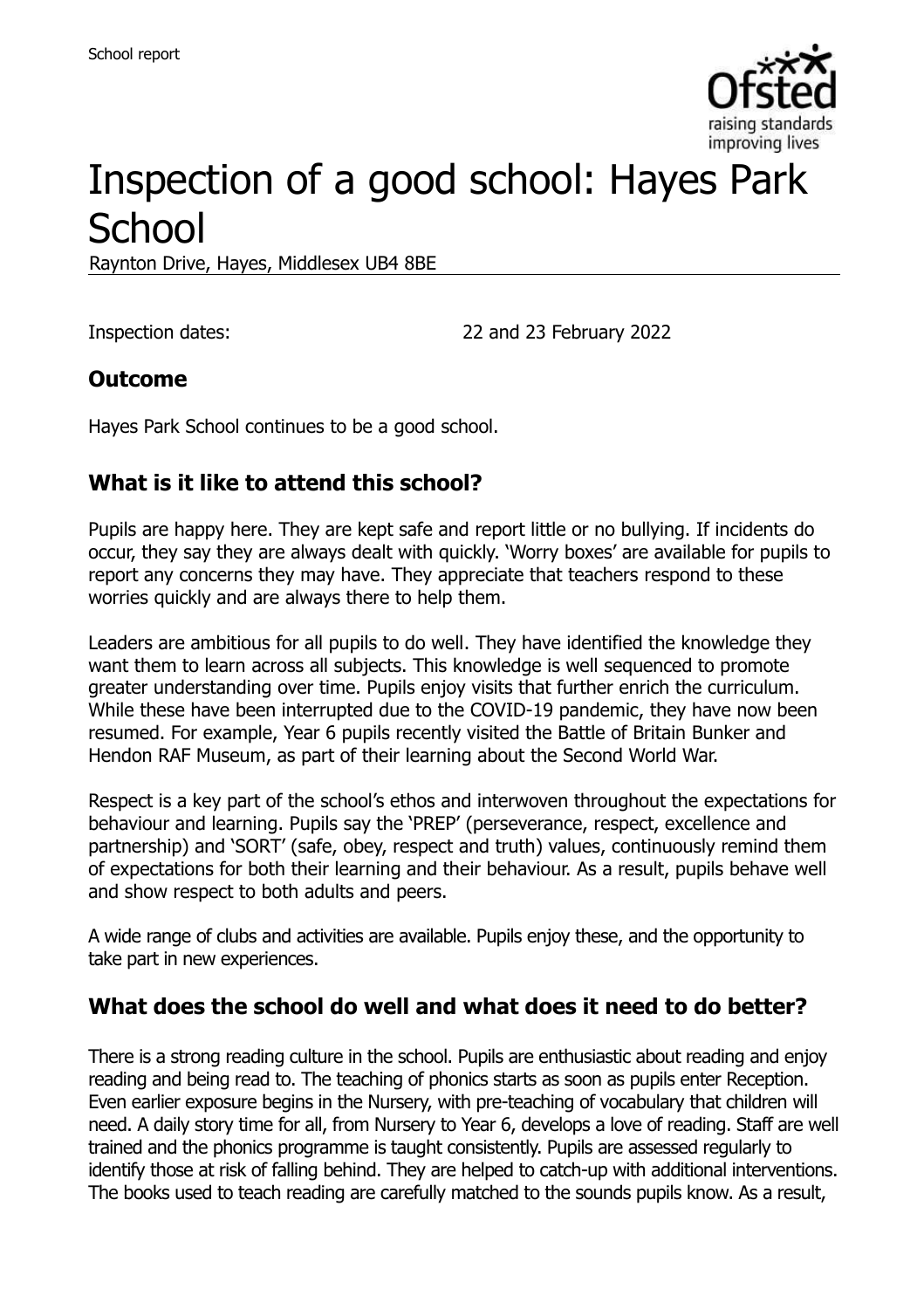# Inspection of a good school: Hayes Park School

Raynton Drive, Hayes, Middlesex UB4 8BE

Inspection dates: 22 and 23 February 2022

## Outcome

Hayes Park School continues to be a good school.

## What is it like to attend this school?

Pupils are happy here. They are kept safe and report little or no bullying. If incidents do occur, they say they are always dealt with quickly. 'Worry boxes' are available for pupils to report any concerns they may have. They appreciate that teachers respond to these worries quickly and are always there to help them.

Leaders are ambitious for all pupils to do well. They have identified the knowledge they want them to learn across all subjects. This knowledge is well sequenced to promote greater understanding over time. Pupils enjoy visits that further enrich the curriculum. While these have been interrupted due to the COVID-19 pandemic, they have now been resumed. For example, Year 6 pupils recently visited the Battle of Britain Bunker and Hendon RAF Museum, as part of their learning about the Second World War.

Respect is a key part of the school's ethos and interwoven throughout the expectations for behaviour and learning. Pupils say the 'PREP' (perseverance, respect, excellence and partnership) and 'SORT' (safe, obey, respect and truth) values, continuously remind them of expectations for both their learning and their behaviour. As a result, pupils behave well and show respect to both adults and peers.

A wide range of clubs and activities are available. Pupils enjoy these, and the opportunity to take part in new experiences.

## What does the school do well and what does it need to do better?

There is a strong reading culture in the school. Pupils are enthusiastic about reading and enjoy reading and being read to. The teaching of phonics starts as soon as pupils enter Reception. Even earlier exposure begins in the Nursery, with pre-teaching of vocabulary that children will need. A daily story time for all, from Nursery to Year 6, develops a love of reading. Staff are well trained and the phonics programme is taught consistently. Pupils are assessed regularly to identify those at risk of falling behind. They are helped to catch-up with additional interventions. The books used to teach reading are carefully matched to the sounds pupils know. As a result,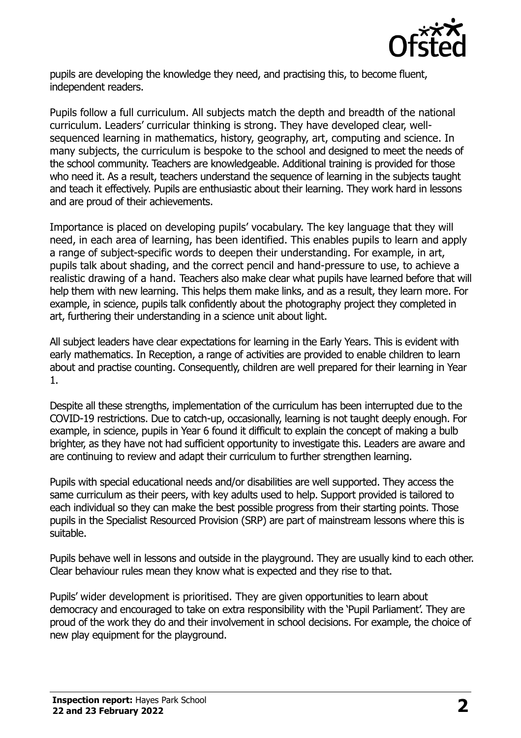pupils are developing the knowledge they need, and practising this, to become fluent, independent readers.

Pupils follow a full curriculum. All subjects match the depth and breadth of the national curriculum. Leaders' curricular thinking is strong. They have developed clear, well-sequenced learning in mathematics, history, geography, art, computing and science. In many subjects, the curriculum is bespoke to the school and designed to meet the needs of the school community. Teachers are knowledgeable. Additional training is provided for those who need it. As a result, teachers understand the sequence of learning in the subjects taught and teach it effectively. Pupils are enthusiastic about their learning. They work hard in lessons and are proud of their achievements.

Importance is placed on developing pupils' vocabulary. The key language that they will need, in each area of learning, has been identified. This enables pupils to learn and apply a range of subject-specific words to deepen their understanding. For example, in art, pupils talk about shading, and the correct pencil and hand-pressure to use, to achieve a realistic drawing of a hand. Teachers also make clear what pupils have learned before that will help them with new learning. This helps them make links, and as a result, they learn more. For example, in science, pupils talk confidently about the photography project they completed in art, furthering their understanding in a science unit about light.

All subject leaders have clear expectations for learning in the Early Years. This is evident with early mathematics. In Reception, a range of activities are provided to enable children to learn about and practise counting. Consequently, children are well prepared for their learning in Year 1.

Despite all these strengths, implementation of the curriculum has been interrupted due to the COVID-19 restrictions. Due to catch-up, occasionally, learning is not taught deeply enough. For example, in science, pupils in Year 6 found it difficult to explain the concept of making a bulb brighter, as they have not had sufficient opportunity to investigate this. Leaders are aware and are continuing to review and adapt their curriculum to further strengthen learning.

Pupils with special educational needs and/or disabilities are well supported. They access the same curriculum as their peers, with key adults used to help. Support provided is tailored to each individual so they can make the best possible progress from their starting points. Those pupils in the Specialist Resourced Provision (SRP) are part of mainstream lessons where this is suitable.

Pupils behave well in lessons and outside in the playground. They are usually kind to each other. Clear behaviour rules mean they know what is expected and they rise to that.

Pupils' wider development is prioritised. They are given opportunities to learn about democracy and encouraged to take on extra responsibility with the 'Pupil Parliament'. They are proud of the work they do and their involvement in school decisions. For example, the choice of new play equipment for the playground.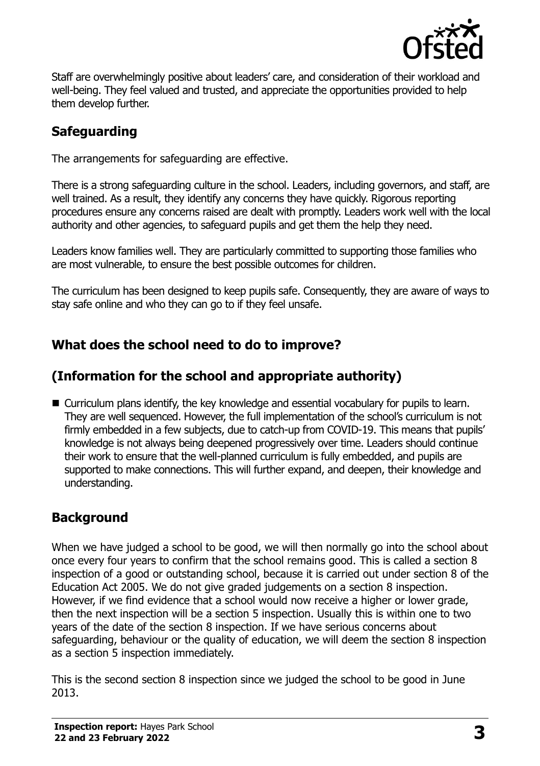Staff are overwhelmingly positive about leaders' care, and consideration of their workload and well-being. They feel valued and trusted, and appreciate the opportunities provided to help them develop further.

## Safeguarding

The arrangements for safeguarding are effective.

There is a strong safeguarding culture in the school. Leaders, including governors, and staff, are well trained. As a result, they identify any concerns they have quickly. Rigorous reporting procedures ensure any concerns raised are dealt with promptly. Leaders work well with the local authority and other agencies, to safeguard pupils and get them the help they need.

Leaders know families well. They are particularly committed to supporting those families who are most vulnerable, to ensure the best possible outcomes for children.

The curriculum has been designed to keep pupils safe. Consequently, they are aware of ways to stay safe online and who they can go to if they feel unsafe.

## What does the school need to do to improve?

## (Information for the school and appropriate authority)

- Curriculum plans identify, the key knowledge and essential vocabulary for pupils to learn. They are well sequenced. However, the full implementation of the school's curriculum is not firmly embedded in a few subjects, due to catch-up from COVID-19. This means that pupils' knowledge is not always being deepened progressively over time. Leaders should continue their work to ensure that the well-planned curriculum is fully embedded, and pupils are supported to make connections. This will further expand, and deepen, their knowledge and understanding.

## Background

When we have judged a school to be good, we will then normally go into the school about once every four years to confirm that the school remains good. This is called a section 8 inspection of a good or outstanding school, because it is carried out under section 8 of the Education Act 2005. We do not give graded judgements on a section 8 inspection. However, if we find evidence that a school would now receive a higher or lower grade, then the next inspection will be a section 5 inspection. Usually this is within one to two years of the date of the section 8 inspection. If we have serious concerns about safeguarding, behaviour or the quality of education, we will deem the section 8 inspection as a section 5 inspection immediately.

This is the second section 8 inspection since we judged the school to be good in June 2013.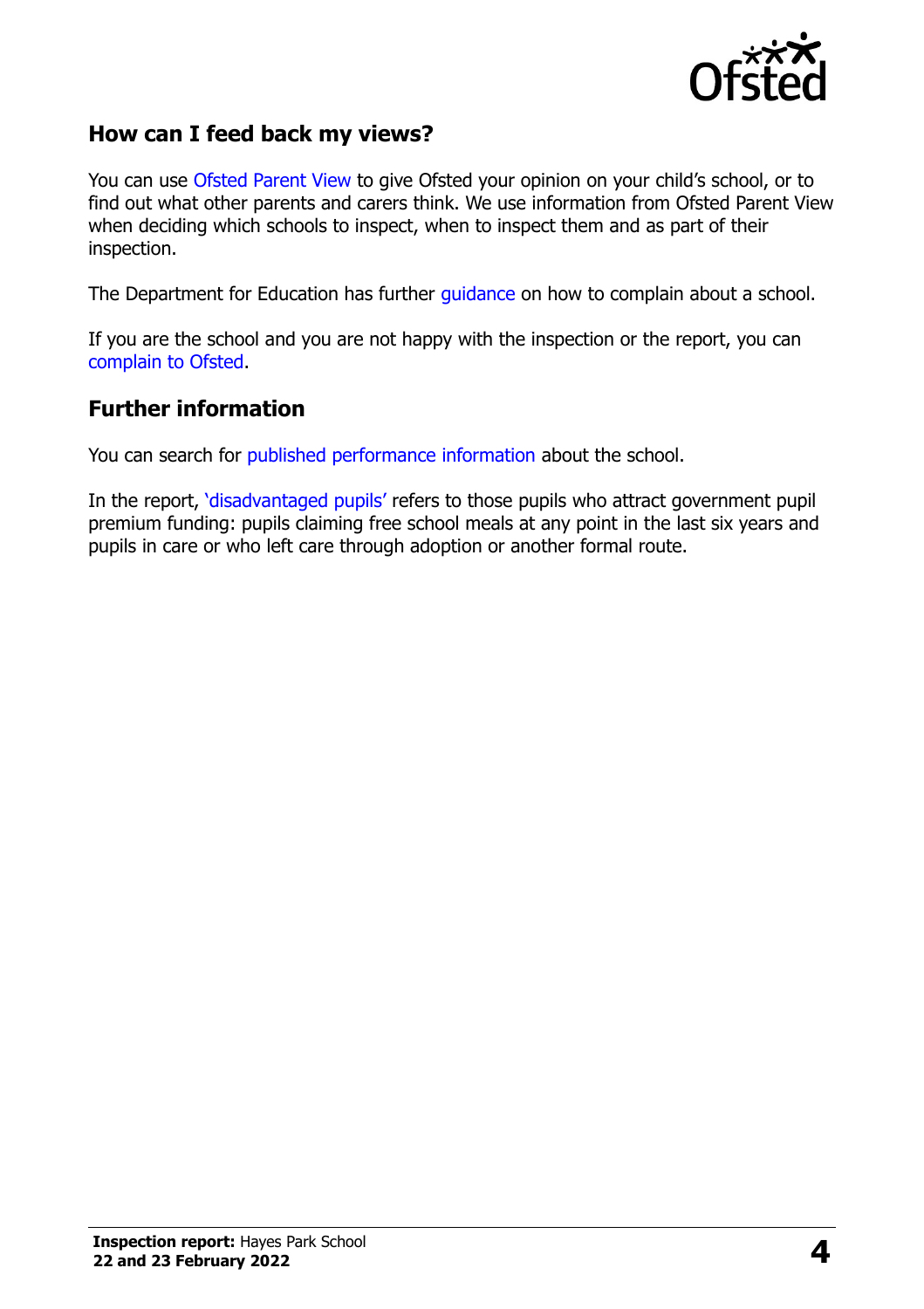## How can I feed back my views?

You can use Ofsted Parent View to give Ofsted your opinion on your child's school, or to find out what other parents and carers think. We use information from Ofsted Parent View when deciding which schools to inspect, when to inspect them and as part of their inspection.

The Department for Education has further guidance on how to complain about a school.

If you are the school and you are not happy with the inspection or the report, you can complain to Ofsted.

## Further information

You can search for published performance information about the school.

In the report, 'disadvantaged pupils' refers to those pupils who attract government pupil premium funding: pupils claiming free school meals at any point in the last six years and pupils in care or who left care through adoption or another formal route.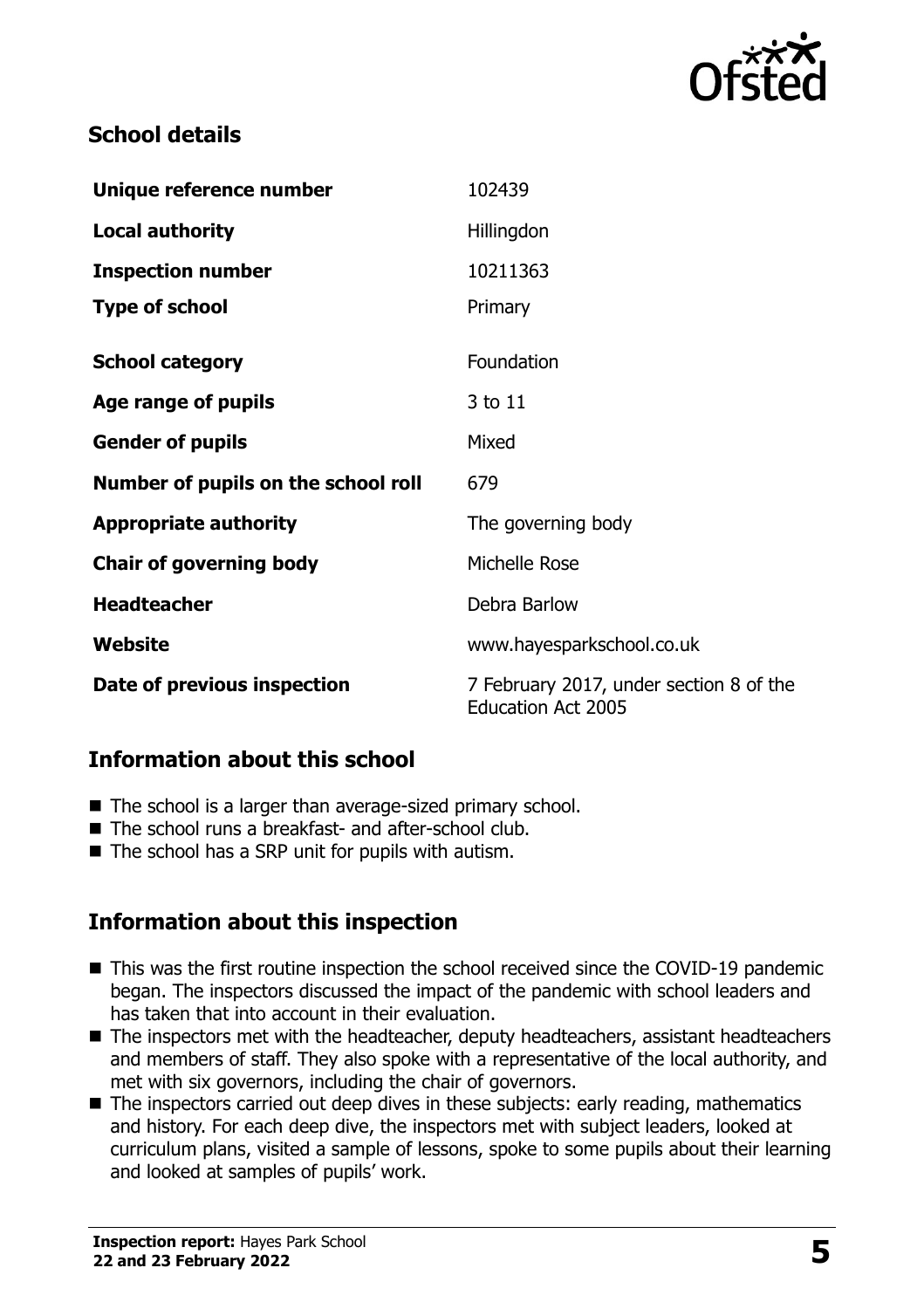## School details

| | |
|---|---|
| **Unique reference number** | 102439 |
| **Local authority** | Hillingdon |
| **Inspection number** | 10211363 |
| **Type of school** | Primary |
| **School category** | Foundation |
| **Age range of pupils** | 3 to 11 |
| **Gender of pupils** | Mixed |
| **Number of pupils on the school roll** | 679 |
| **Appropriate authority** | The governing body |
| **Chair of governing body** | Michelle Rose |
| **Headteacher** | Debra Barlow |
| **Website** | www.hayesparkschool.co.uk |
| **Date of previous inspection** | 7 February 2017, under section 8 of the Education Act 2005 |

## Information about this school

- The school is a larger than average-sized primary school.
- The school runs a breakfast- and after-school club.
- The school has a SRP unit for pupils with autism.

## Information about this inspection

- This was the first routine inspection the school received since the COVID-19 pandemic began. The inspectors discussed the impact of the pandemic with school leaders and has taken that into account in their evaluation.
- The inspectors met with the headteacher, deputy headteachers, assistant headteachers and members of staff. They also spoke with a representative of the local authority, and met with six governors, including the chair of governors.
- The inspectors carried out deep dives in these subjects: early reading, mathematics and history. For each deep dive, the inspectors met with subject leaders, looked at curriculum plans, visited a sample of lessons, spoke to some pupils about their learning and looked at samples of pupils' work.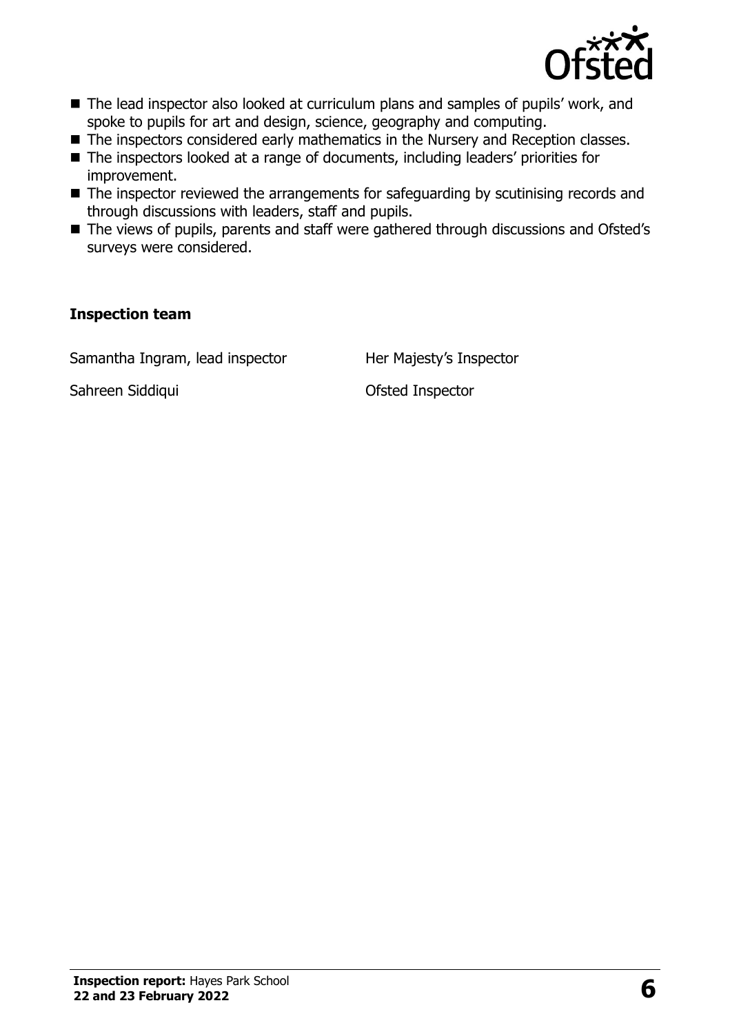- The lead inspector also looked at curriculum plans and samples of pupils' work, and spoke to pupils for art and design, science, geography and computing.
- The inspectors considered early mathematics in the Nursery and Reception classes.
- The inspectors looked at a range of documents, including leaders' priorities for improvement.
- The inspector reviewed the arrangements for safeguarding by scrutinising records and through discussions with leaders, staff and pupils.
- The views of pupils, parents and staff were gathered through discussions and Ofsted's surveys were considered.

### Inspection team

| | |
|---|---|
| Samantha Ingram, lead inspector | Her Majesty's Inspector |
| Sahreen Siddiqui | Ofsted Inspector |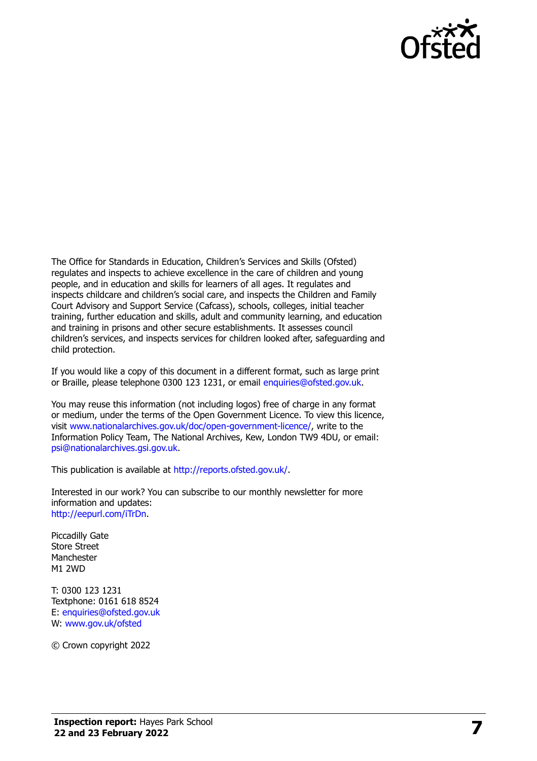The Office for Standards in Education, Children's Services and Skills (Ofsted) regulates and inspects to achieve excellence in the care of children and young people, and in education and skills for learners of all ages. It regulates and inspects childcare and children's social care, and inspects the Children and Family Court Advisory and Support Service (Cafcass), schools, colleges, initial teacher training, further education and skills, adult and community learning, and education and training in prisons and other secure establishments. It assesses council children's services, and inspects services for children looked after, safeguarding and child protection.

If you would like a copy of this document in a different format, such as large print or Braille, please telephone 0300 123 1231, or email enquiries@ofsted.gov.uk.

You may reuse this information (not including logos) free of charge in any format or medium, under the terms of the Open Government Licence. To view this licence, visit www.nationalarchives.gov.uk/doc/open-government-licence/, write to the Information Policy Team, The National Archives, Kew, London TW9 4DU, or email: psi@nationalarchives.gsi.gov.uk.

This publication is available at http://reports.ofsted.gov.uk/.

Interested in our work? You can subscribe to our monthly newsletter for more information and updates:
http://eepurl.com/iTrDn.

Piccadilly Gate
Store Street
Manchester
M1 2WD

T: 0300 123 1231
Textphone: 0161 618 8524
E: enquiries@ofsted.gov.uk
W: www.gov.uk/ofsted

© Crown copyright 2022